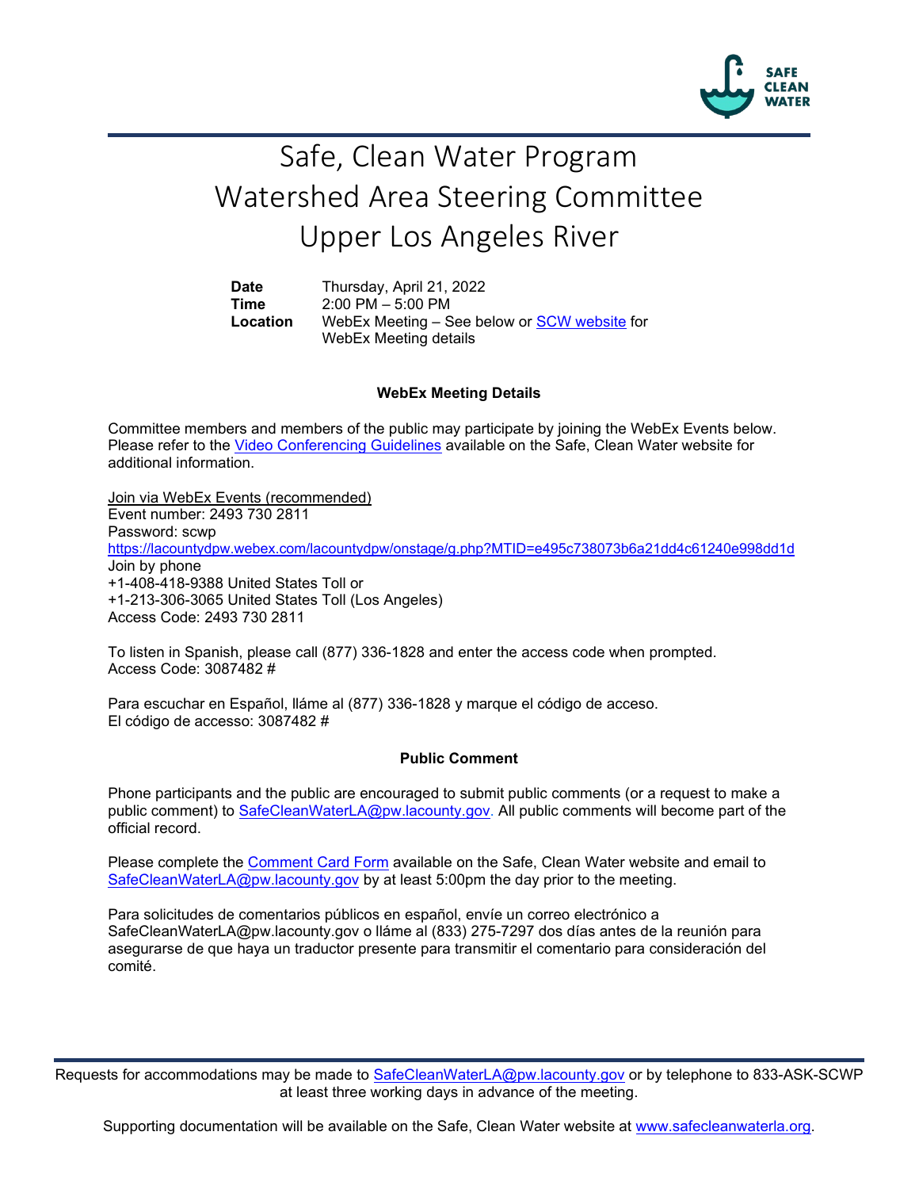# Safe, Clean Water Program
# Watershed Area Steering Committee
# Upper Los Angeles River

| | |
|---|---|
| **Date** | Thursday, April 21, 2022 |
| **Time** | 2:00 PM – 5:00 PM |
| **Location** | WebEx Meeting – See below or SCW website for WebEx Meeting details |

**WebEx Meeting Details**

Committee members and members of the public may participate by joining the WebEx Events below. Please refer to the Video Conferencing Guidelines available on the Safe, Clean Water website for additional information.

Join via WebEx Events (recommended)
Event number: 2493 730 2811
Password: scwp
https://lacountydpw.webex.com/lacountydpw/onstage/g.php?MTID=e495c738073b6a21dd4c61240e998dd1d
Join by phone
+1-408-418-9388 United States Toll or
+1-213-306-3065 United States Toll (Los Angeles)
Access Code: 2493 730 2811

To listen in Spanish, please call (877) 336-1828 and enter the access code when prompted.
Access Code: 3087482 #

Para escuchar en Español, lláme al (877) 336-1828 y marque el código de acceso.
El código de accesso: 3087482 #

**Public Comment**

Phone participants and the public are encouraged to submit public comments (or a request to make a public comment) to SafeCleanWaterLA@pw.lacounty.gov. All public comments will become part of the official record.

Please complete the Comment Card Form available on the Safe, Clean Water website and email to SafeCleanWaterLA@pw.lacounty.gov by at least 5:00pm the day prior to the meeting.

Para solicitudes de comentarios públicos en español, envíe un correo electrónico a SafeCleanWaterLA@pw.lacounty.gov o lláme al (833) 275-7297 dos días antes de la reunión para asegurarse de que haya un traductor presente para transmitir el comentario para consideración del comité.

Requests for accommodations may be made to SafeCleanWaterLA@pw.lacounty.gov or by telephone to 833-ASK-SCWP at least three working days in advance of the meeting.

Supporting documentation will be available on the Safe, Clean Water website at www.safecleanwaterla.org.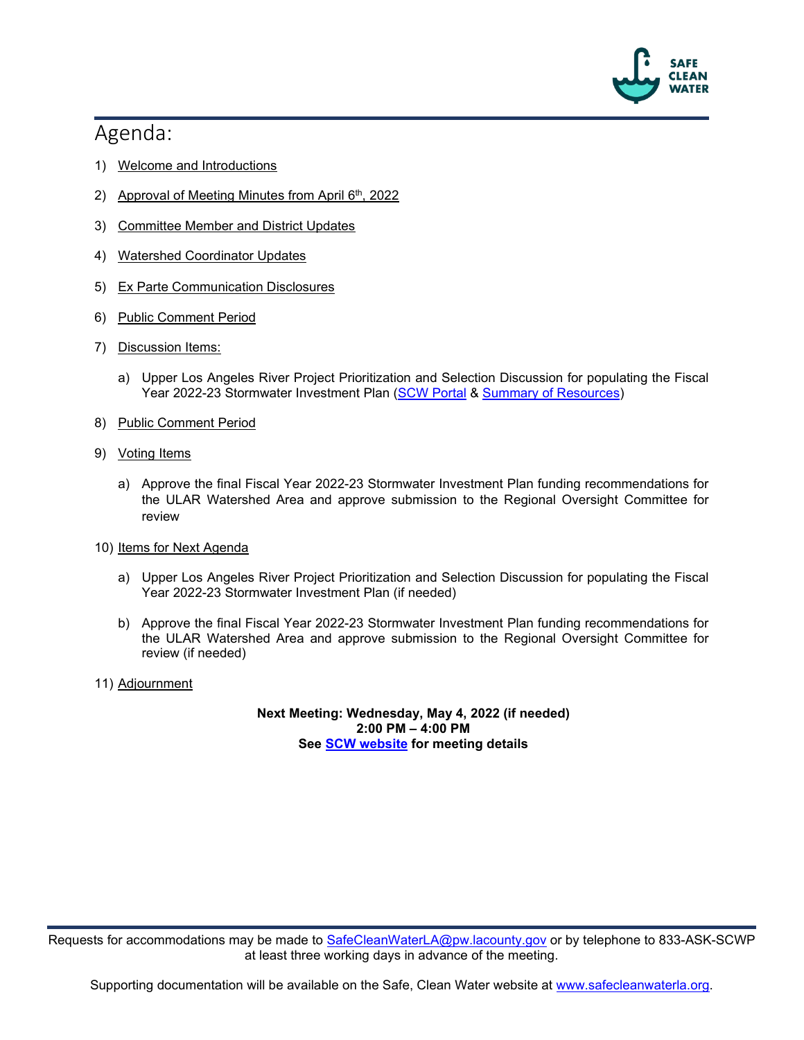# Agenda:

1) Welcome and Introductions

2) Approval of Meeting Minutes from April 6th, 2022

3) Committee Member and District Updates

4) Watershed Coordinator Updates

5) Ex Parte Communication Disclosures

6) Public Comment Period

7) Discussion Items:

   a) Upper Los Angeles River Project Prioritization and Selection Discussion for populating the Fiscal Year 2022-23 Stormwater Investment Plan (SCW Portal & Summary of Resources)

8) Public Comment Period

9) Voting Items

   a) Approve the final Fiscal Year 2022-23 Stormwater Investment Plan funding recommendations for the ULAR Watershed Area and approve submission to the Regional Oversight Committee for review

10) Items for Next Agenda

   a) Upper Los Angeles River Project Prioritization and Selection Discussion for populating the Fiscal Year 2022-23 Stormwater Investment Plan (if needed)

   b) Approve the final Fiscal Year 2022-23 Stormwater Investment Plan funding recommendations for the ULAR Watershed Area and approve submission to the Regional Oversight Committee for review (if needed)

11) Adjournment

**Next Meeting: Wednesday, May 4, 2022 (if needed)**
**2:00 PM – 4:00 PM**
**See SCW website for meeting details**

Requests for accommodations may be made to SafeCleanWaterLA@pw.lacounty.gov or by telephone to 833-ASK-SCWP at least three working days in advance of the meeting.

Supporting documentation will be available on the Safe, Clean Water website at www.safecleanwaterla.org.